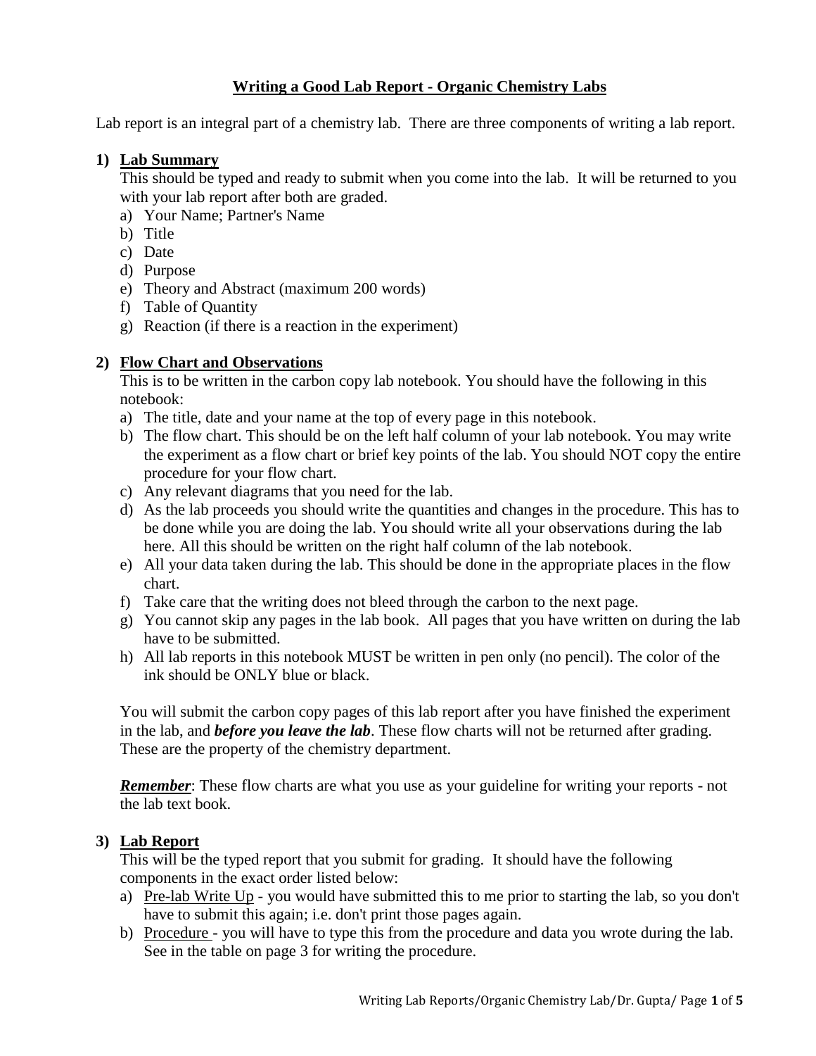# Writing a Good Lab Report - Organic Chemistry Labs

Lab report is an integral part of a chemistry lab. There are three components of writing a lab report.

## 1) Lab Summary

This should be typed and ready to submit when you come into the lab. It will be returned to you with your lab report after both are graded.

a) Your Name; Partner's Name
b) Title
c) Date
d) Purpose
e) Theory and Abstract (maximum 200 words)
f) Table of Quantity
g) Reaction (if there is a reaction in the experiment)

## 2) Flow Chart and Observations

This is to be written in the carbon copy lab notebook. You should have the following in this notebook:

a) The title, date and your name at the top of every page in this notebook.
b) The flow chart. This should be on the left half column of your lab notebook. You may write the experiment as a flow chart or brief key points of the lab. You should NOT copy the entire procedure for your flow chart.
c) Any relevant diagrams that you need for the lab.
d) As the lab proceeds you should write the quantities and changes in the procedure. This has to be done while you are doing the lab. You should write all your observations during the lab here. All this should be written on the right half column of the lab notebook.
e) All your data taken during the lab. This should be done in the appropriate places in the flow chart.
f) Take care that the writing does not bleed through the carbon to the next page.
g) You cannot skip any pages in the lab book. All pages that you have written on during the lab have to be submitted.
h) All lab reports in this notebook MUST be written in pen only (no pencil). The color of the ink should be ONLY blue or black.

You will submit the carbon copy pages of this lab report after you have finished the experiment in the lab, and ***before you leave the lab***. These flow charts will not be returned after grading. These are the property of the chemistry department.

***Remember***: These flow charts are what you use as your guideline for writing your reports - not the lab text book.

## 3) Lab Report

This will be the typed report that you submit for grading. It should have the following components in the exact order listed below:

a) Pre-lab Write Up - you would have submitted this to me prior to starting the lab, so you don't have to submit this again; i.e. don't print those pages again.
b) Procedure - you will have to type this from the procedure and data you wrote during the lab. See in the table on page 3 for writing the procedure.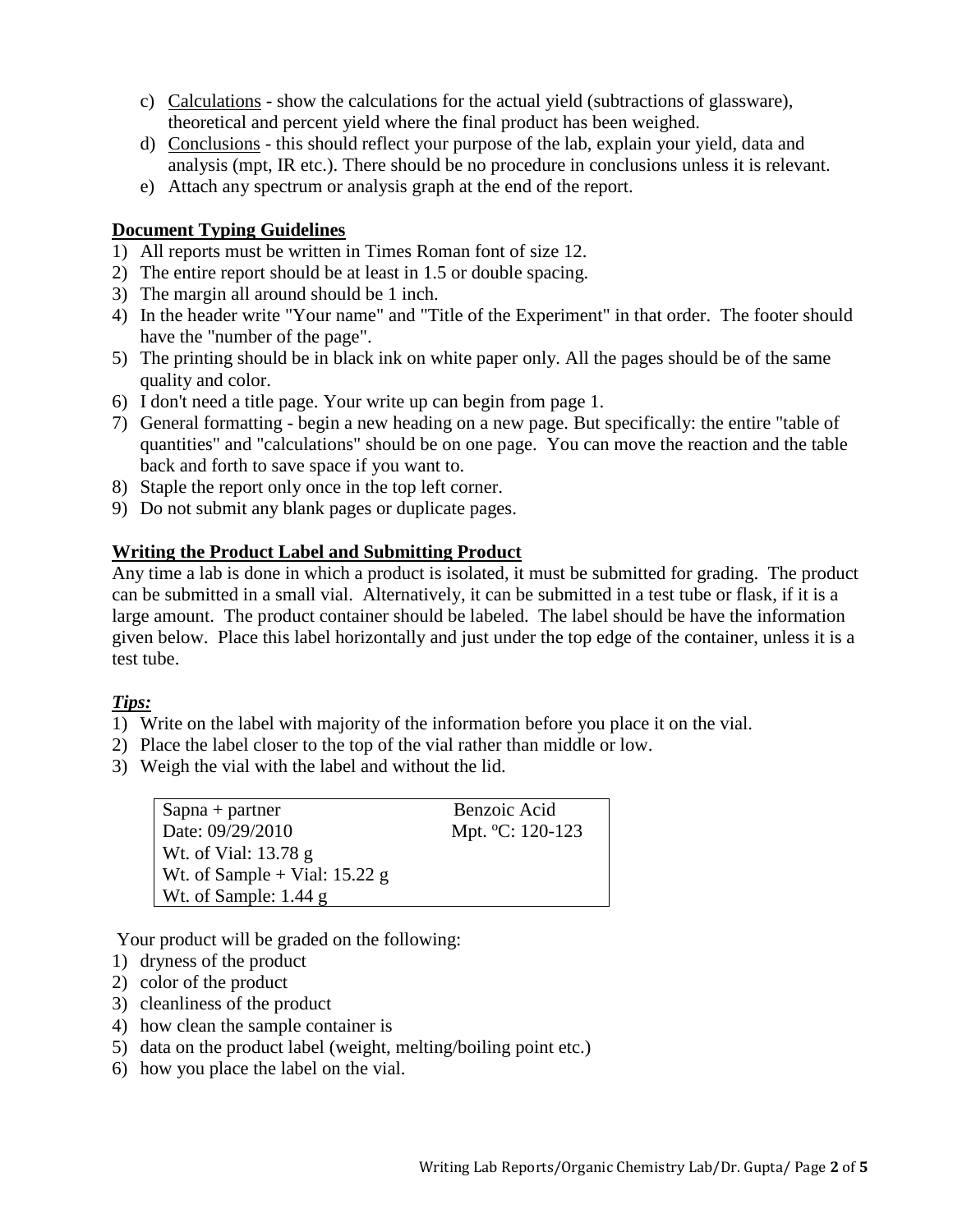c) Calculations - show the calculations for the actual yield (subtractions of glassware), theoretical and percent yield where the final product has been weighed.

d) Conclusions - this should reflect your purpose of the lab, explain your yield, data and analysis (mpt, IR etc.). There should be no procedure in conclusions unless it is relevant.

e) Attach any spectrum or analysis graph at the end of the report.

## Document Typing Guidelines

1) All reports must be written in Times Roman font of size 12.
2) The entire report should be at least in 1.5 or double spacing.
3) The margin all around should be 1 inch.
4) In the header write "Your name" and "Title of the Experiment" in that order. The footer should have the "number of the page".
5) The printing should be in black ink on white paper only. All the pages should be of the same quality and color.
6) I don't need a title page. Your write up can begin from page 1.
7) General formatting - begin a new heading on a new page. But specifically: the entire "table of quantities" and "calculations" should be on one page. You can move the reaction and the table back and forth to save space if you want to.
8) Staple the report only once in the top left corner.
9) Do not submit any blank pages or duplicate pages.

## Writing the Product Label and Submitting Product

Any time a lab is done in which a product is isolated, it must be submitted for grading. The product can be submitted in a small vial. Alternatively, it can be submitted in a test tube or flask, if it is a large amount. The product container should be labeled. The label should be have the information given below. Place this label horizontally and just under the top edge of the container, unless it is a test tube.

***Tips:***

1) Write on the label with majority of the information before you place it on the vial.
2) Place the label closer to the top of the vial rather than middle or low.
3) Weigh the vial with the label and without the lid.

| Sapna + partner | Benzoic Acid |
|---|---|
| Date: 09/29/2010 | Mpt. ºC: 120-123 |
| Wt. of Vial: 13.78 g | |
| Wt. of Sample + Vial: 15.22 g | |
| Wt. of Sample: 1.44 g | |

Your product will be graded on the following:

1) dryness of the product
2) color of the product
3) cleanliness of the product
4) how clean the sample container is
5) data on the product label (weight, melting/boiling point etc.)
6) how you place the label on the vial.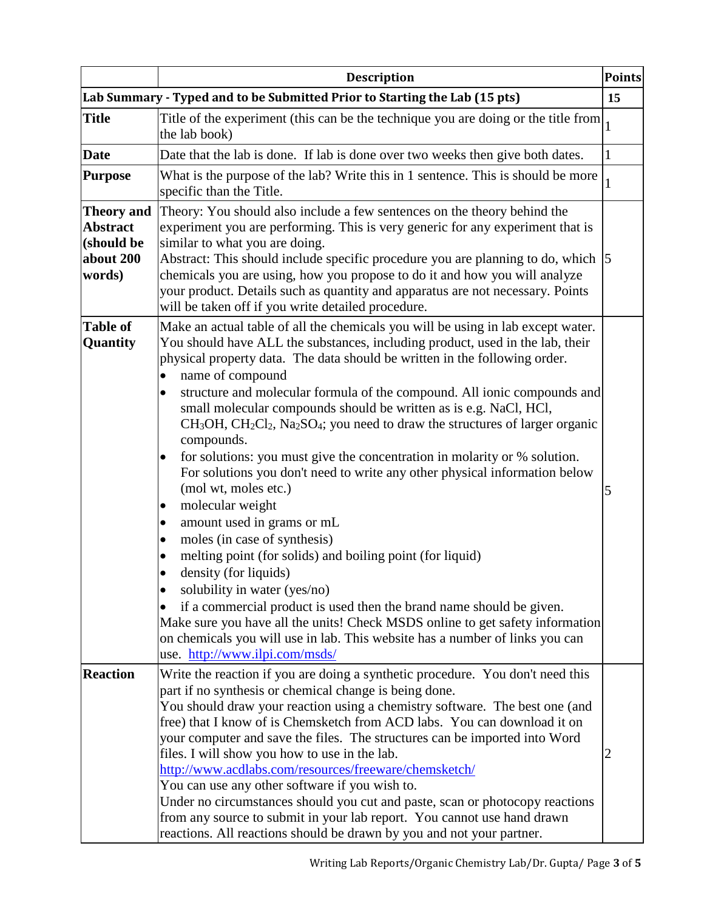| | Description | Points |
|---|---|---|
| **Lab Summary - Typed and to be Submitted Prior to Starting the Lab (15 pts)** | | **15** |
| **Title** | Title of the experiment (this can be the technique you are doing or the title from the lab book) | 1 |
| **Date** | Date that the lab is done. If lab is done over two weeks then give both dates. | 1 |
| **Purpose** | What is the purpose of the lab? Write this in 1 sentence. This is should be more specific than the Title. | 1 |
| **Theory and Abstract (should be about 200 words)** | Theory: You should also include a few sentences on the theory behind the experiment you are performing. This is very generic for any experiment that is similar to what you are doing.<br>Abstract: This should include specific procedure you are planning to do, which chemicals you are using, how you propose to do it and how you will analyze your product. Details such as quantity and apparatus are not necessary. Points will be taken off if you write detailed procedure. | 5 |
| **Table of Quantity** | Make an actual table of all the chemicals you will be using in lab except water. You should have ALL the substances, including product, used in the lab, their physical property data. The data should be written in the following order.<br>• name of compound<br>• structure and molecular formula of the compound. All ionic compounds and small molecular compounds should be written as is e.g. $NaCl$, $HCl$, $CH_3OH$, $CH_2Cl_2$, $Na_2SO_4$; you need to draw the structures of larger organic compounds.<br>• for solutions: you must give the concentration in molarity or % solution. For solutions you don't need to write any other physical information below (mol wt, moles etc.)<br>• molecular weight<br>• amount used in grams or mL<br>• moles (in case of synthesis)<br>• melting point (for solids) and boiling point (for liquid)<br>• density (for liquids)<br>• solubility in water (yes/no)<br>• if a commercial product is used then the brand name should be given.<br>Make sure you have all the units! Check MSDS online to get safety information on chemicals you will use in lab. This website has a number of links you can use. http://www.ilpi.com/msds/ | 5 |
| **Reaction** | Write the reaction if you are doing a synthetic procedure. You don't need this part if no synthesis or chemical change is being done.<br>You should draw your reaction using a chemistry software. The best one (and free) that I know of is Chemsketch from ACD labs. You can download it on your computer and save the files. The structures can be imported into Word files. I will show you how to use in the lab.<br>http://www.acdlabs.com/resources/freeware/chemsketch/<br>You can use any other software if you wish to.<br>Under no circumstances should you cut and paste, scan or photocopy reactions from any source to submit in your lab report. You cannot use hand drawn reactions. All reactions should be drawn by you and not your partner. | 2 |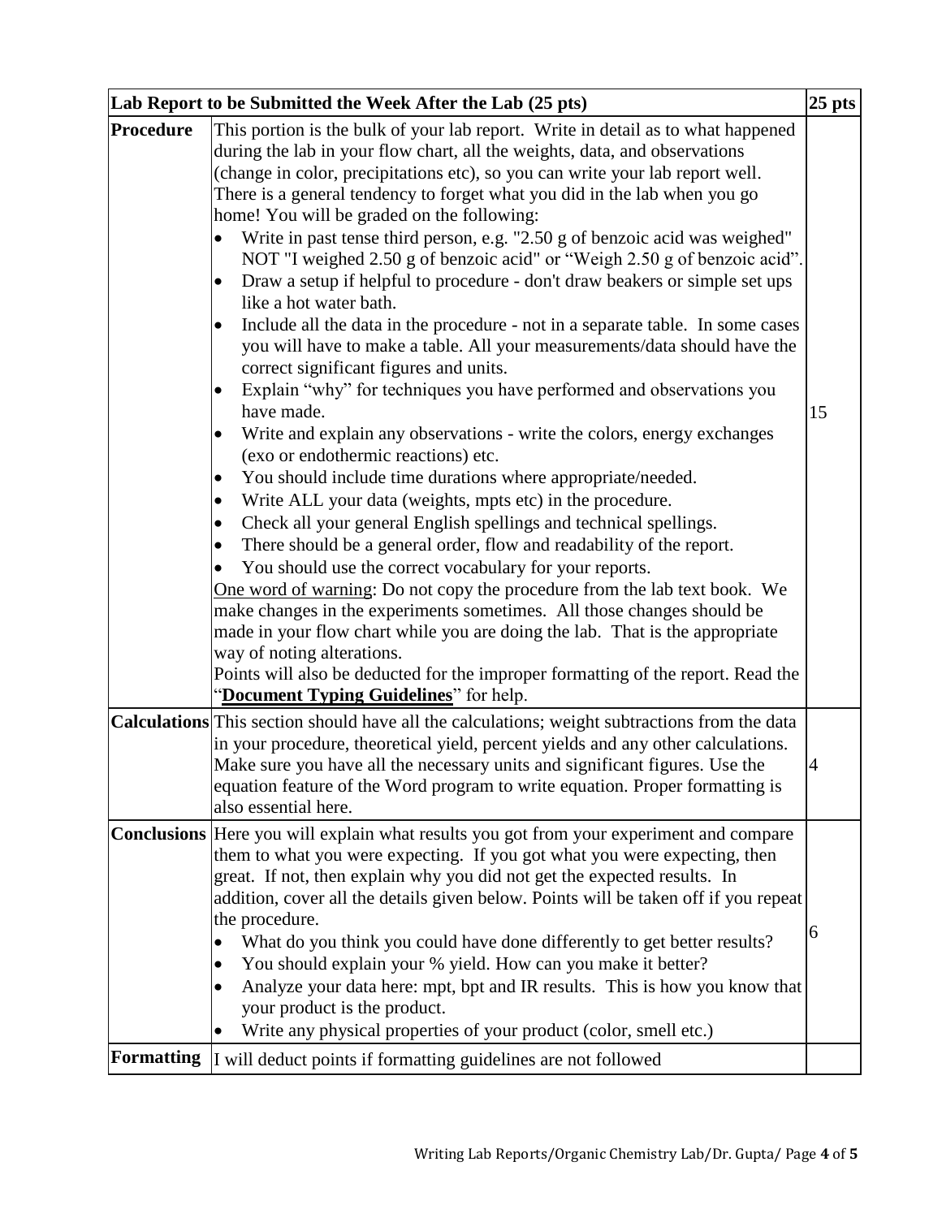| Lab Report to be Submitted the Week After the Lab (25 pts) | | 25 pts |
|---|---|---|
| **Procedure** | This portion is the bulk of your lab report. Write in detail as to what happened during the lab in your flow chart, all the weights, data, and observations (change in color, precipitations etc), so you can write your lab report well. There is a general tendency to forget what you did in the lab when you go home! You will be graded on the following:<br>• Write in past tense third person, e.g. "2.50 g of benzoic acid was weighed" NOT "I weighed 2.50 g of benzoic acid" or "Weigh 2.50 g of benzoic acid".<br>• Draw a setup if helpful to procedure - don't draw beakers or simple set ups like a hot water bath.<br>• Include all the data in the procedure - not in a separate table. In some cases you will have to make a table. All your measurements/data should have the correct significant figures and units.<br>• Explain "why" for techniques you have performed and observations you have made.<br>• Write and explain any observations - write the colors, energy exchanges (exo or endothermic reactions) etc.<br>• You should include time durations where appropriate/needed.<br>• Write ALL your data (weights, mpts etc) in the procedure.<br>• Check all your general English spellings and technical spellings.<br>• There should be a general order, flow and readability of the report.<br>• You should use the correct vocabulary for your reports.<br><u>One word of warning</u>: Do not copy the procedure from the lab text book. We make changes in the experiments sometimes. All those changes should be made in your flow chart while you are doing the lab. That is the appropriate way of noting alterations.<br>Points will also be deducted for the improper formatting of the report. Read the "**<u>Document Typing Guidelines</u>**" for help. | 15 |
| **Calculations** | This section should have all the calculations; weight subtractions from the data in your procedure, theoretical yield, percent yields and any other calculations. Make sure you have all the necessary units and significant figures. Use the equation feature of the Word program to write equation. Proper formatting is also essential here. | 4 |
| **Conclusions** | Here you will explain what results you got from your experiment and compare them to what you were expecting. If you got what you were expecting, then great. If not, then explain why you did not get the expected results. In addition, cover all the details given below. Points will be taken off if you repeat the procedure.<br>• What do you think you could have done differently to get better results?<br>• You should explain your % yield. How can you make it better?<br>• Analyze your data here: mpt, bpt and IR results. This is how you know that your product is the product.<br>• Write any physical properties of your product (color, smell etc.) | 6 |
| **Formatting** | I will deduct points if formatting guidelines are not followed | |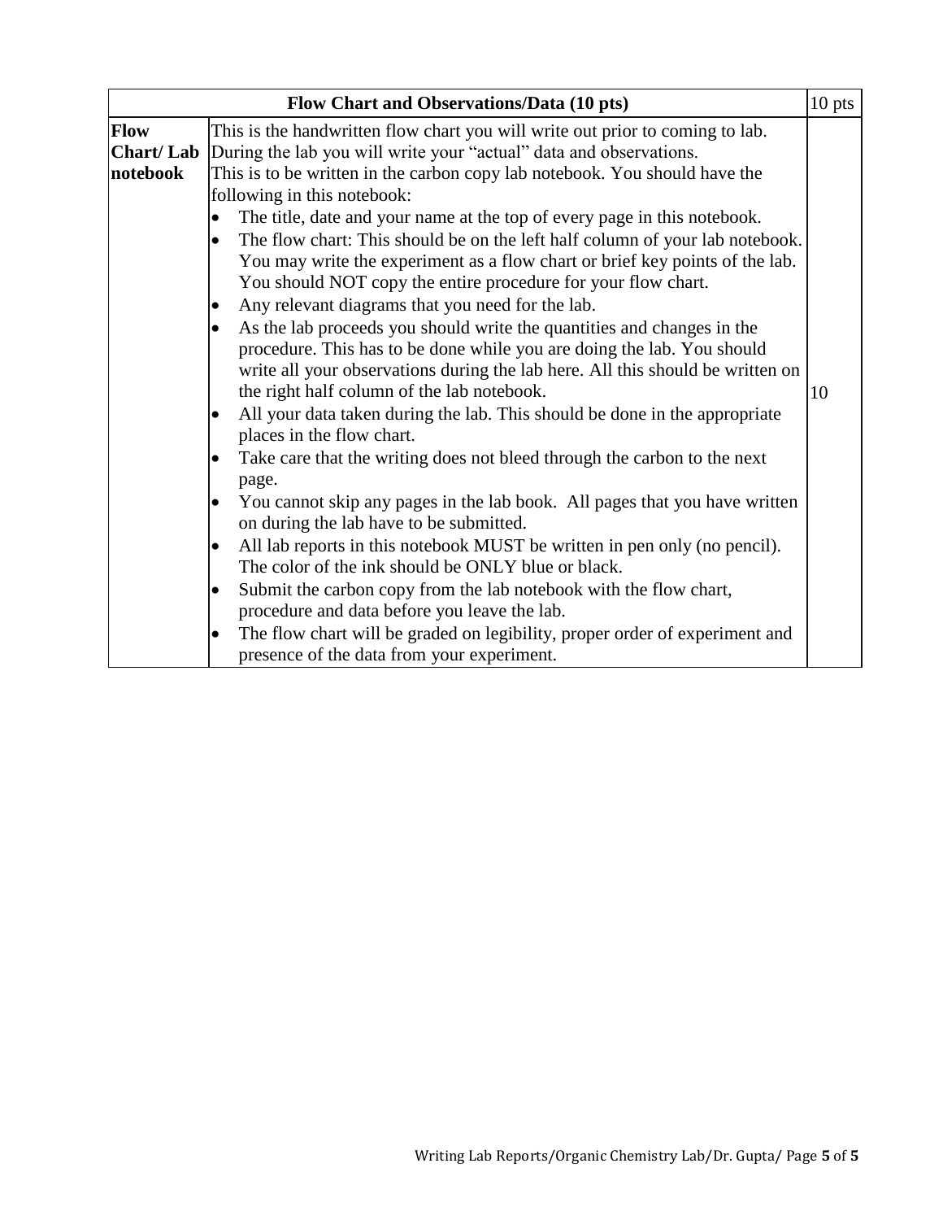| Flow Chart and Observations/Data (10 pts) | | 10 pts |
|---|---|---|
| **Flow Chart/ Lab notebook** | This is the handwritten flow chart you will write out prior to coming to lab. During the lab you will write your "actual" data and observations. This is to be written in the carbon copy lab notebook. You should have the following in this notebook:<br>• The title, date and your name at the top of every page in this notebook.<br>• The flow chart: This should be on the left half column of your lab notebook. You may write the experiment as a flow chart or brief key points of the lab. You should NOT copy the entire procedure for your flow chart.<br>• Any relevant diagrams that you need for the lab.<br>• As the lab proceeds you should write the quantities and changes in the procedure. This has to be done while you are doing the lab. You should write all your observations during the lab here. All this should be written on the right half column of the lab notebook.<br>• All your data taken during the lab. This should be done in the appropriate places in the flow chart.<br>• Take care that the writing does not bleed through the carbon to the next page.<br>• You cannot skip any pages in the lab book. All pages that you have written on during the lab have to be submitted.<br>• All lab reports in this notebook MUST be written in pen only (no pencil). The color of the ink should be ONLY blue or black.<br>• Submit the carbon copy from the lab notebook with the flow chart, procedure and data before you leave the lab.<br>• The flow chart will be graded on legibility, proper order of experiment and presence of the data from your experiment. | 10 |